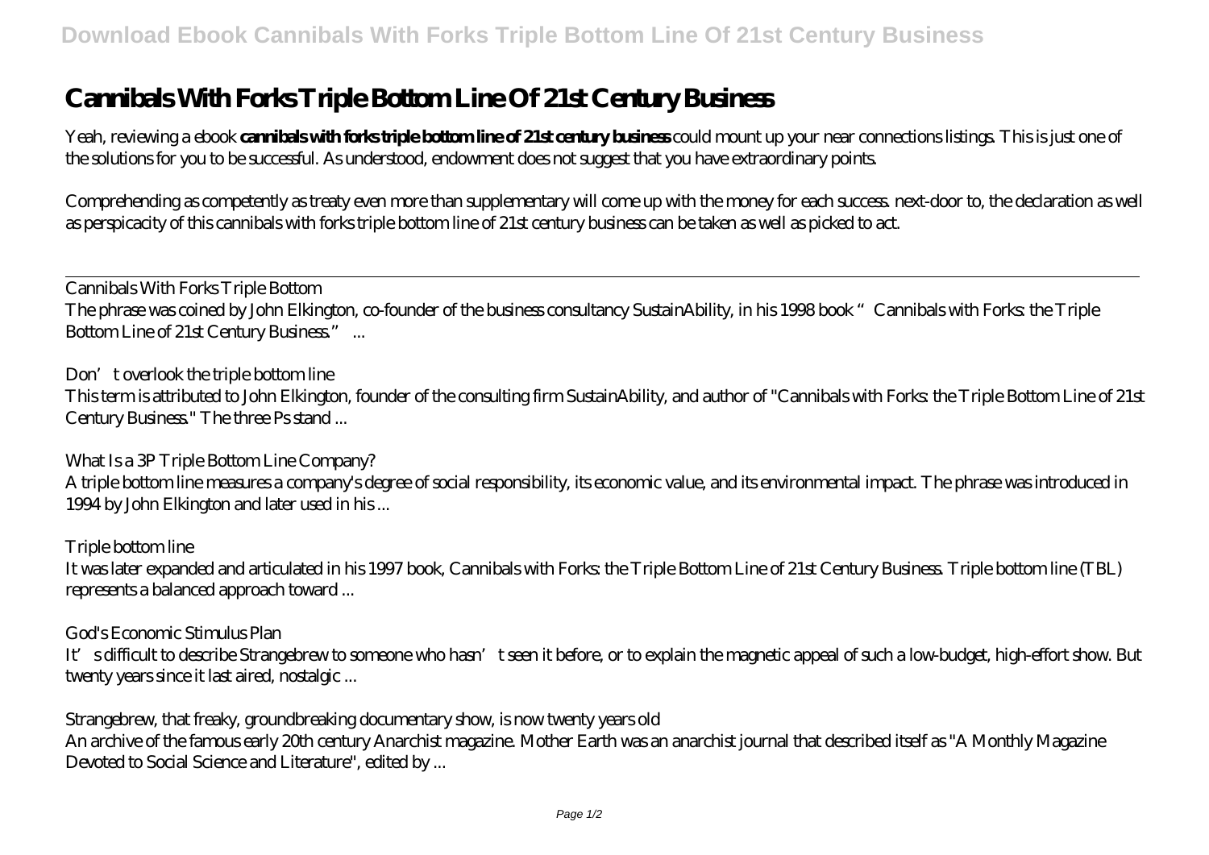# Cannibals With Forks Triple Bottom Line Of 21st Century Business

Yeah, reviewing a ebook **cannibals with forks triple bottom line of 21st century business** could mount up your near connections listings. This is just one of the solutions for you to be successful. As understood, endowment does not suggest that you have extraordinary points.

Comprehending as competently as treaty even more than supplementary will come up with the money for each success. next-door to, the declaration as well as perspicacity of this cannibals with forks triple bottom line of 21st century business can be taken as well as picked to act.

---

*Cannibals With Forks Triple Bottom*

The phrase was coined by John Elkington, co-founder of the business consultancy SustainAbility, in his 1998 book "Cannibals with Forks: the Triple Bottom Line of 21st Century Business." ...

*Don't overlook the triple bottom line*

This term is attributed to John Elkington, founder of the consulting firm SustainAbility, and author of "Cannibals with Forks: the Triple Bottom Line of 21st Century Business." The three Ps stand ...

*What Is a 3P Triple Bottom Line Company?*

A triple bottom line measures a company's degree of social responsibility, its economic value, and its environmental impact. The phrase was introduced in 1994 by John Elkington and later used in his ...

*Triple bottom line*

It was later expanded and articulated in his 1997 book, Cannibals with Forks: the Triple Bottom Line of 21st Century Business. Triple bottom line (TBL) represents a balanced approach toward ...

*God's Economic Stimulus Plan*

It's difficult to describe Strangebrew to someone who hasn't seen it before, or to explain the magnetic appeal of such a low-budget, high-effort show. But twenty years since it last aired, nostalgic ...

*Strangebrew, that freaky, groundbreaking documentary show, is now twenty years old*

An archive of the famous early 20th century Anarchist magazine. Mother Earth was an anarchist journal that described itself as "A Monthly Magazine Devoted to Social Science and Literature", edited by ...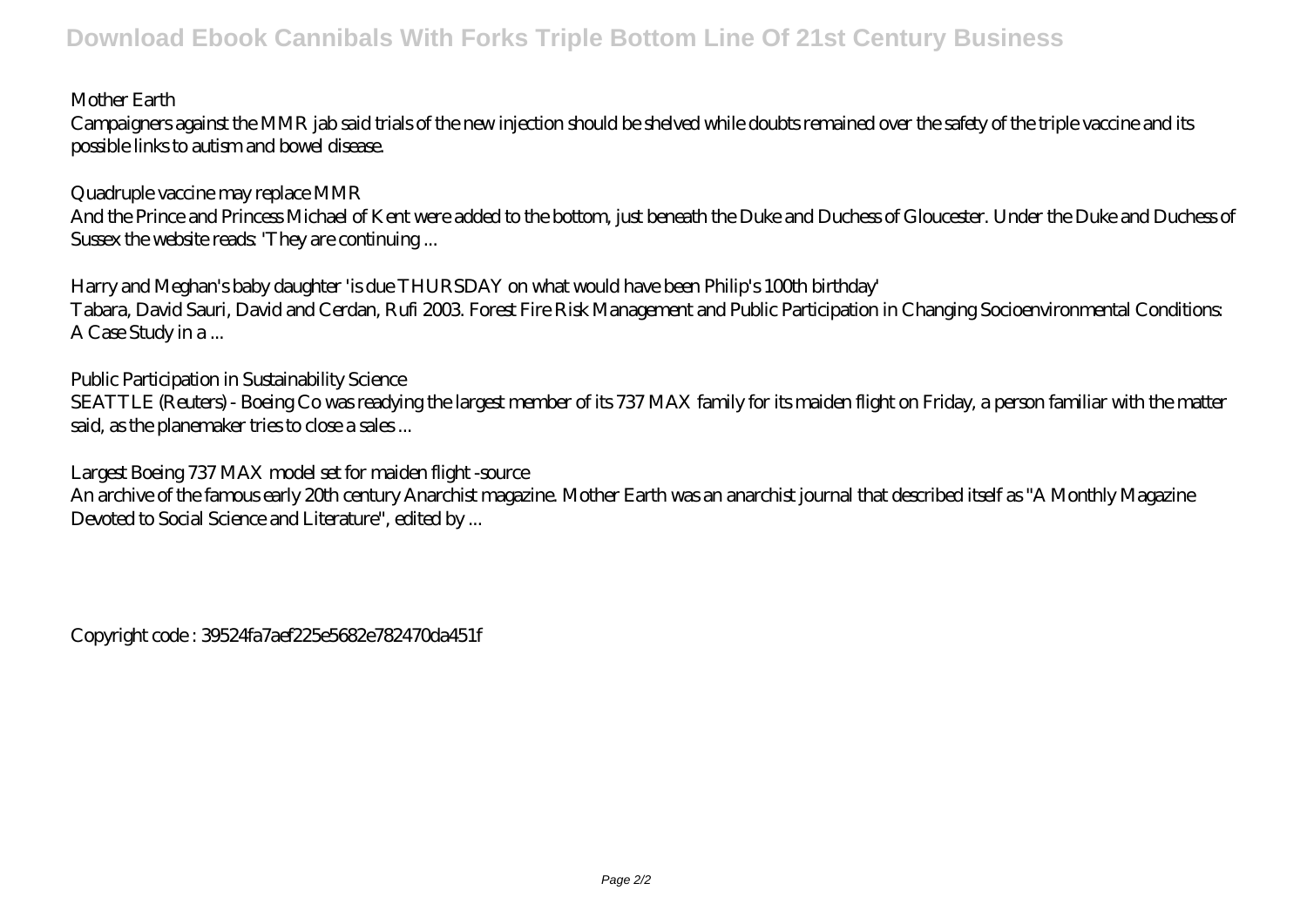Mother Earth

Campaigners against the MMR jab said trials of the new injection should be shelved while doubts remained over the safety of the triple vaccine and its possible links to autism and bowel disease.

Quadruple vaccine may replace MMR

And the Prince and Princess Michael of Kent were added to the bottom, just beneath the Duke and Duchess of Gloucester. Under the Duke and Duchess of Sussex the website reads: 'They are continuing ...

Harry and Meghan's baby daughter 'is due THURSDAY on what would have been Philip's 100th birthday'

Tabara, David Sauri, David and Cerdan, Rufi 2003. Forest Fire Risk Management and Public Participation in Changing Socioenvironmental Conditions: A Case Study in a ...

Public Participation in Sustainability Science

SEATTLE (Reuters) - Boeing Co was readying the largest member of its 737 MAX family for its maiden flight on Friday, a person familiar with the matter said, as the planemaker tries to close a sales ...

Largest Boeing 737 MAX model set for maiden flight -source

An archive of the famous early 20th century Anarchist magazine. Mother Earth was an anarchist journal that described itself as "A Monthly Magazine Devoted to Social Science and Literature", edited by ...

Copyright code : 39524fa7aef225e5682e782470da451f